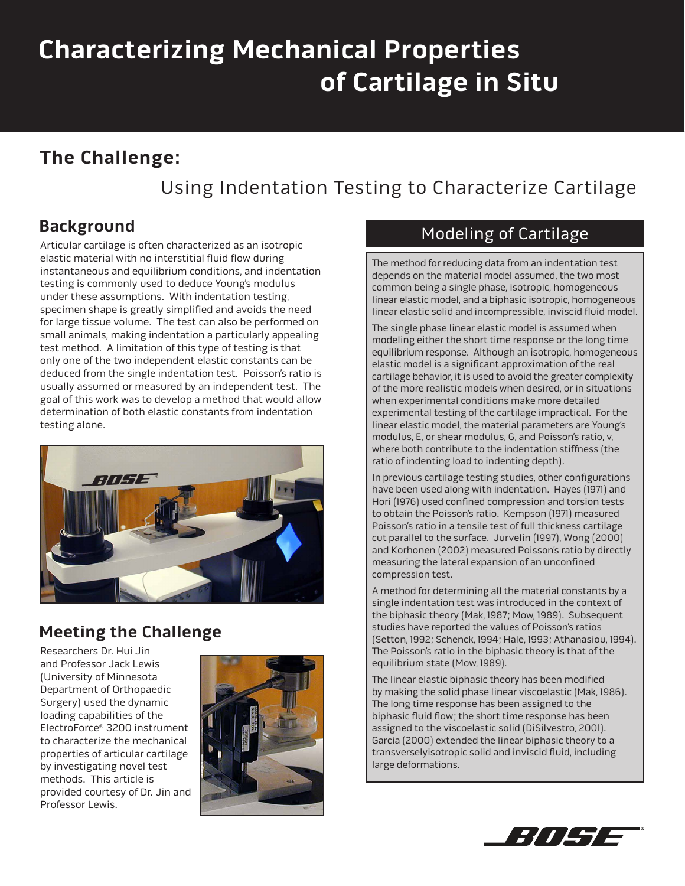# Characterizing Mechanical Properties of Cartilage in Situ

## The Challenge:

### Using Indentation Testing to Characterize Cartilage

### Background

Articular cartilage is often characterized as an isotropic elastic material with no interstitial fluid flow during instantaneous and equilibrium conditions, and indentation testing is commonly used to deduce Young's modulus under these assumptions. With indentation testing, specimen shape is greatly simplified and avoids the need for large tissue volume. The test can also be performed on small animals, making indentation a particularly appealing test method. A limitation of this type of testing is that only one of the two independent elastic constants can be deduced from the single indentation test. Poisson's ratio is usually assumed or measured by an independent test. The goal of this work was to develop a method that would allow determination of both elastic constants from indentation testing alone.

### Meeting the Challenge

Researchers Dr. Hui Jin and Professor Jack Lewis (University of Minnesota Department of Orthopaedic Surgery) used the dynamic loading capabilities of the ElectroForce® 3200 instrument to characterize the mechanical properties of articular cartilage by investigating novel test methods. This article is provided courtesy of Dr. Jin and Professor Lewis.

### Modeling of Cartilage

The method for reducing data from an indentation test depends on the material model assumed, the two most common being a single phase, isotropic, homogeneous linear elastic model, and a biphasic isotropic, homogeneous linear elastic solid and incompressible, inviscid fluid model.

The single phase linear elastic model is assumed when modeling either the short time response or the long time equilibrium response. Although an isotropic, homogeneous elastic model is a significant approximation of the real cartilage behavior, it is used to avoid the greater complexity of the more realistic models when desired, or in situations when experimental conditions make more detailed experimental testing of the cartilage impractical. For the linear elastic model, the material parameters are Young's modulus, E, or shear modulus, G, and Poisson's ratio, $\nu$, where both contribute to the indentation stiffness (the ratio of indenting load to indenting depth).

In previous cartilage testing studies, other configurations have been used along with indentation. Hayes (1971) and Hori (1976) used confined compression and torsion tests to obtain the Poisson's ratio. Kempson (1971) measured Poisson's ratio in a tensile test of full thickness cartilage cut parallel to the surface. Jurvelin (1997), Wong (2000) and Korhonen (2002) measured Poisson's ratio by directly measuring the lateral expansion of an unconfined compression test.

A method for determining all the material constants by a single indentation test was introduced in the context of the biphasic theory (Mak, 1987; Mow, 1989). Subsequent studies have reported the values of Poisson's ratios (Setton, 1992; Schenck, 1994; Hale, 1993; Athanasiou, 1994). The Poisson's ratio in the biphasic theory is that of the equilibrium state (Mow, 1989).

The linear elastic biphasic theory has been modified by making the solid phase linear viscoelastic (Mak, 1986). The long time response has been assigned to the biphasic fluid flow; the short time response has been assigned to the viscoelastic solid (DiSilvestro, 2001). Garcia (2000) extended the linear biphasic theory to a transverselyisotropic solid and inviscid fluid, including large deformations.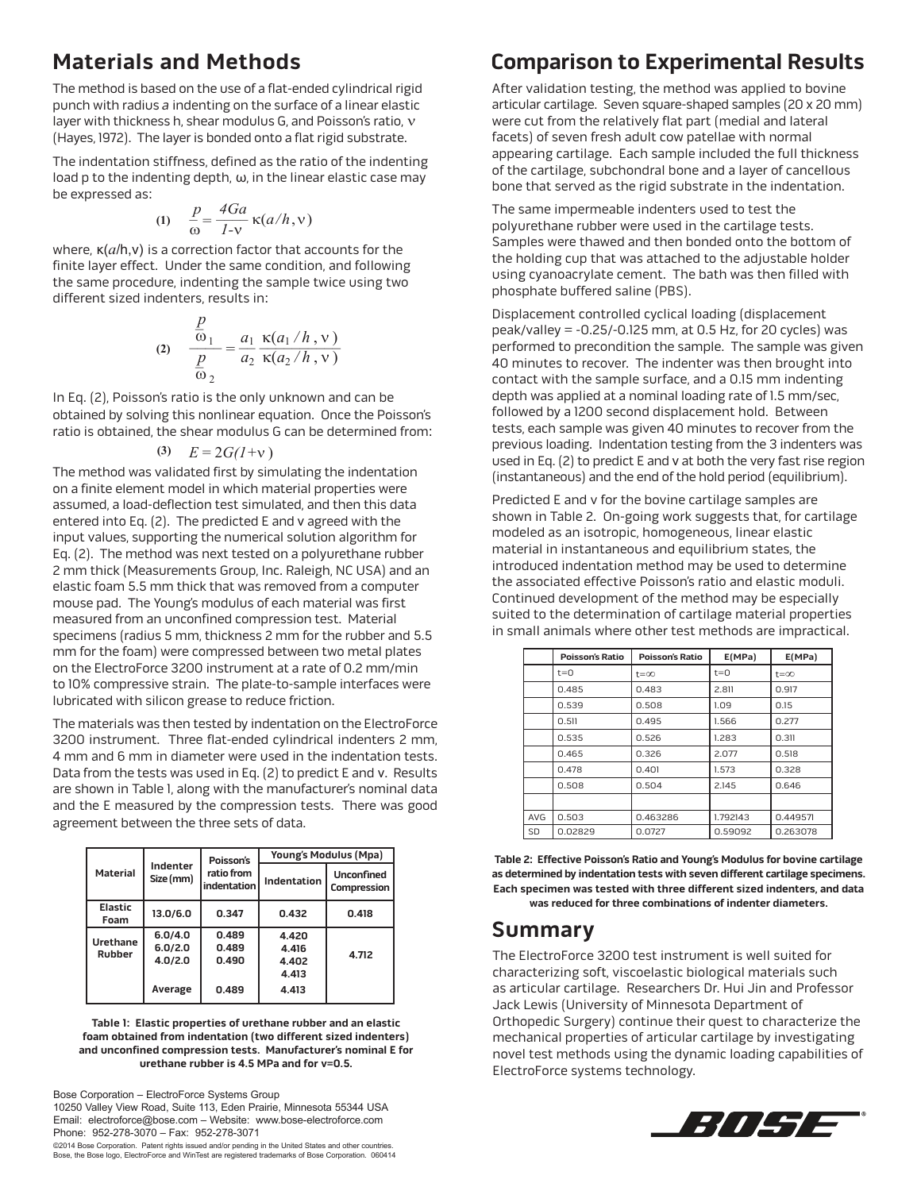## Materials and Methods

The method is based on the use of a flat-ended cylindrical rigid punch with radius $a$ indenting on the surface of a linear elastic layer with thickness h, shear modulus G, and Poisson's ratio, $\nu$ (Hayes, 1972). The layer is bonded onto a flat rigid substrate.

The indentation stiffness, defined as the ratio of the indenting load p to the indenting depth, $\omega$, in the linear elastic case may be expressed as:

$$\text{(1)} \quad \frac{p}{\omega} = \frac{4Ga}{1-\nu}\,\kappa(a/h,\nu)$$

where, $\kappa(a/h,\nu)$ is a correction factor that accounts for the finite layer effect. Under the same condition, and following the same procedure, indenting the sample twice using two different sized indenters, results in:

$$\text{(2)} \quad \frac{\dfrac{p}{\omega_1}}{\dfrac{p}{\omega_2}} = \frac{a_1}{a_2}\,\frac{\kappa(a_1/h,\nu)}{\kappa(a_2/h,\nu)}$$

In Eq. (2), Poisson's ratio is the only unknown and can be obtained by solving this nonlinear equation. Once the Poisson's ratio is obtained, the shear modulus G can be determined from:

$$\text{(3)} \quad E = 2G(1+\nu)$$

The method was validated first by simulating the indentation on a finite element model in which material properties were assumed, a load-deflection test simulated, and then this data entered into Eq. (2). The predicted E and ν agreed with the input values, supporting the numerical solution algorithm for Eq. (2). The method was next tested on a polyurethane rubber 2 mm thick (Measurements Group, Inc. Raleigh, NC USA) and an elastic foam 5.5 mm thick that was removed from a computer mouse pad. The Young's modulus of each material was first measured from an unconfined compression test. Material specimens (radius 5 mm, thickness 2 mm for the rubber and 5.5 mm for the foam) were compressed between two metal plates on the ElectroForce 3200 instrument at a rate of 0.2 mm/min to 10% compressive strain. The plate-to-sample interfaces were lubricated with silicon grease to reduce friction.

The materials was then tested by indentation on the ElectroForce 3200 instrument. Three flat-ended cylindrical indenters 2 mm, 4 mm and 6 mm in diameter were used in the indentation tests. Data from the tests was used in Eq. (2) to predict E and ν. Results are shown in Table 1, along with the manufacturer's nominal data and the E measured by the compression tests. There was good agreement between the three sets of data.

| Material | Indenter Size (mm) | Poisson's ratio from indentation | Young's Modulus (Mpa) | |
|---|---|---|---|---|
| | | | Indentation | Unconfined Compression |
| Elastic Foam | 13.0/6.0 | 0.347 | 0.432 | 0.418 |
| Urethane Rubber | 6.0/4.0<br>6.0/2.0<br>4.0/2.0 | 0.489<br>0.489<br>0.490 | 4.420<br>4.416<br>4.402<br>4.413 | 4.712 |
| | Average | 0.489 | 4.413 | |

**Table 1: Elastic properties of urethane rubber and an elastic foam obtained from indentation (two different sized indenters) and unconfined compression tests. Manufacturer's nominal E for urethane rubber is 4.5 MPa and for v=0.5.**

Bose Corporation – ElectroForce Systems Group
10250 Valley View Road, Suite 113, Eden Prairie, Minnesota 55344 USA
Email: electroforce@bose.com – Website: www.bose-electroforce.com
Phone: 952-278-3070 – Fax: 952-278-3071

©2014 Bose Corporation. Patent rights issued and/or pending in the United States and other countries. Bose, the Bose logo, ElectroForce and WinTest are registered trademarks of Bose Corporation. 060414

## Comparison to Experimental Results

After validation testing, the method was applied to bovine articular cartilage. Seven square-shaped samples (20 x 20 mm) were cut from the relatively flat part (medial and lateral facets) of seven fresh adult cow patellae with normal appearing cartilage. Each sample included the full thickness of the cartilage, subchondral bone and a layer of cancellous bone that served as the rigid substrate in the indentation.

The same impermeable indenters used to test the polyurethane rubber were used in the cartilage tests. Samples were thawed and then bonded onto the bottom of the holding cup that was attached to the adjustable holder using cyanoacrylate cement. The bath was then filled with phosphate buffered saline (PBS).

Displacement controlled cyclical loading (displacement peak/valley = -0.25/-0.125 mm, at 0.5 Hz, for 20 cycles) was performed to precondition the sample. The sample was given 40 minutes to recover. The indenter was then brought into contact with the sample surface, and a 0.15 mm indenting depth was applied at a nominal loading rate of 1.5 mm/sec, followed by a 1200 second displacement hold. Between tests, each sample was given 40 minutes to recover from the previous loading. Indentation testing from the 3 indenters was used in Eq. (2) to predict E and ν at both the very fast rise region (instantaneous) and the end of the hold period (equilibrium).

Predicted E and ν for the bovine cartilage samples are shown in Table 2. On-going work suggests that, for cartilage modeled as an isotropic, homogeneous, linear elastic material in instantaneous and equilibrium states, the introduced indentation method may be used to determine the associated effective Poisson's ratio and elastic moduli. Continued development of the method may be especially suited to the determination of cartilage material properties in small animals where other test methods are impractical.

| | Poisson's Ratio | Poisson's Ratio | E(MPa) | E(MPa) |
|---|---|---|---|---|
| | $t=0$ | $t=\infty$ | $t=0$ | $t=\infty$ |
| | 0.485 | 0.483 | 2.811 | 0.917 |
| | 0.539 | 0.508 | 1.09 | 0.15 |
| | 0.511 | 0.495 | 1.566 | 0.277 |
| | 0.535 | 0.526 | 1.283 | 0.311 |
| | 0.465 | 0.326 | 2.077 | 0.518 |
| | 0.478 | 0.401 | 1.573 | 0.328 |
| | 0.508 | 0.504 | 2.145 | 0.646 |
| | | | | |
| AVG | 0.503 | 0.463286 | 1.792143 | 0.449571 |
| SD | 0.02829 | 0.0727 | 0.59092 | 0.263078 |

**Table 2: Effective Poisson's Ratio and Young's Modulus for bovine cartilage as determined by indentation tests with seven different cartilage specimens. Each specimen was tested with three different sized indenters, and data was reduced for three combinations of indenter diameters.**

## Summary

The ElectroForce 3200 test instrument is well suited for characterizing soft, viscoelastic biological materials such as articular cartilage. Researchers Dr. Hui Jin and Professor Jack Lewis (University of Minnesota Department of Orthopedic Surgery) continue their quest to characterize the mechanical properties of articular cartilage by investigating novel test methods using the dynamic loading capabilities of ElectroForce systems technology.

BOSE